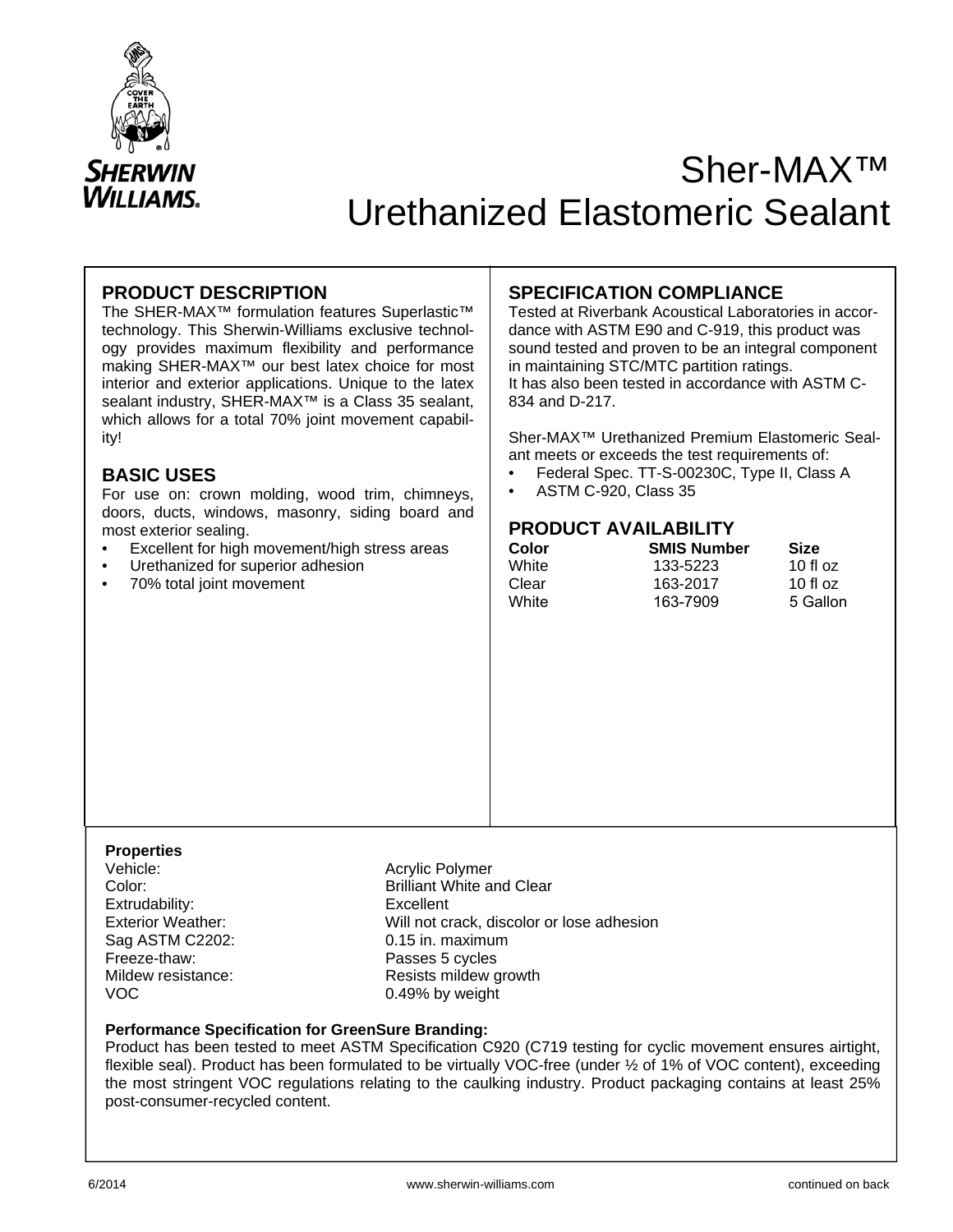SHERWIN WILLIAMS.

# Sher-MAX™ Urethanized Elastomeric Sealant

## PRODUCT DESCRIPTION

The SHER-MAX™ formulation features Superlastic™ technology. This Sherwin-Williams exclusive technology provides maximum flexibility and performance making SHER-MAX™ our best latex choice for most interior and exterior applications. Unique to the latex sealant industry, SHER-MAX™ is a Class 35 sealant, which allows for a total 70% joint movement capability!

## BASIC USES

For use on: crown molding, wood trim, chimneys, doors, ducts, windows, masonry, siding board and most exterior sealing.

- Excellent for high movement/high stress areas
- Urethanized for superior adhesion
- 70% total joint movement

## SPECIFICATION COMPLIANCE

Tested at Riverbank Acoustical Laboratories in accordance with ASTM E90 and C-919, this product was sound tested and proven to be an integral component in maintaining STC/MTC partition ratings.
It has also been tested in accordance with ASTM C-834 and D-217.

Sher-MAX™ Urethanized Premium Elastomeric Sealant meets or exceeds the test requirements of:

- Federal Spec. TT-S-00230C, Type II, Class A
- ASTM C-920, Class 35

## PRODUCT AVAILABILITY

| Color | SMIS Number | Size |
|---|---|---|
| White | 133-5223 | 10 fl oz |
| Clear | 163-2017 | 10 fl oz |
| White | 163-7909 | 5 Gallon |

**Properties**

| | |
|---|---|
| Vehicle: | Acrylic Polymer |
| Color: | Brilliant White and Clear |
| Extrudability: | Excellent |
| Exterior Weather: | Will not crack, discolor or lose adhesion |
| Sag ASTM C2202: | 0.15 in. maximum |
| Freeze-thaw: | Passes 5 cycles |
| Mildew resistance: | Resists mildew growth |
| VOC | 0.49% by weight |

**Performance Specification for GreenSure Branding:**
Product has been tested to meet ASTM Specification C920 (C719 testing for cyclic movement ensures airtight, flexible seal). Product has been formulated to be virtually VOC-free (under ½ of 1% of VOC content), exceeding the most stringent VOC regulations relating to the caulking industry. Product packaging contains at least 25% post-consumer-recycled content.

6/2014 www.sherwin-williams.com continued on back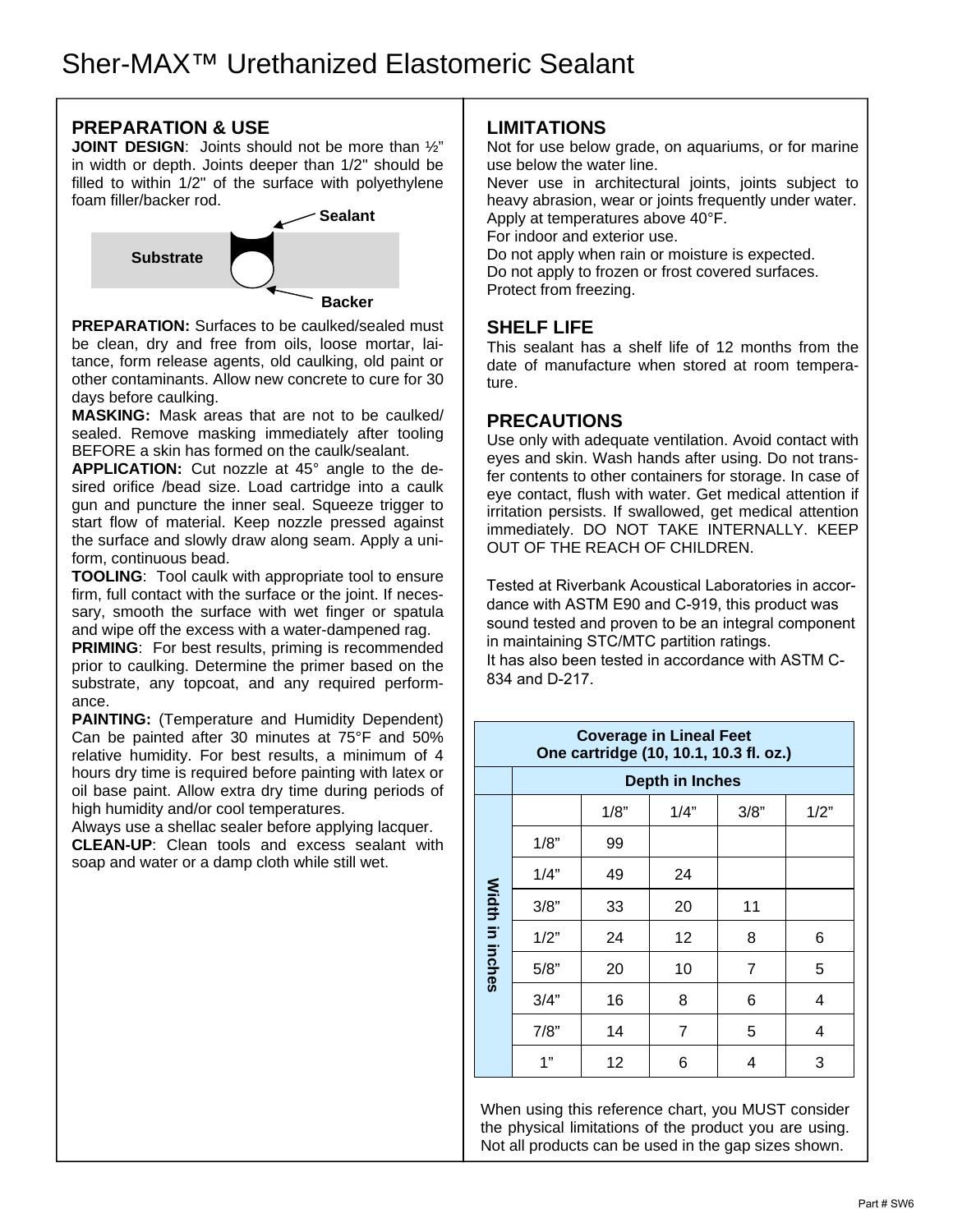# Sher-MAX™ Urethanized Elastomeric Sealant

## PREPARATION & USE

**JOINT DESIGN**: Joints should not be more than ½" in width or depth. Joints deeper than 1/2" should be filled to within 1/2" of the surface with polyethylene foam filler/backer rod.

Sealant

Substrate

Backer

**PREPARATION:** Surfaces to be caulked/sealed must be clean, dry and free from oils, loose mortar, laitance, form release agents, old caulking, old paint or other contaminants. Allow new concrete to cure for 30 days before caulking.

**MASKING:** Mask areas that are not to be caulked/sealed. Remove masking immediately after tooling BEFORE a skin has formed on the caulk/sealant.

**APPLICATION:** Cut nozzle at 45° angle to the desired orifice /bead size. Load cartridge into a caulk gun and puncture the inner seal. Squeeze trigger to start flow of material. Keep nozzle pressed against the surface and slowly draw along seam. Apply a uniform, continuous bead.

**TOOLING**: Tool caulk with appropriate tool to ensure firm, full contact with the surface or the joint. If necessary, smooth the surface with wet finger or spatula and wipe off the excess with a water-dampened rag.

**PRIMING**: For best results, priming is recommended prior to caulking. Determine the primer based on the substrate, any topcoat, and any required performance.

**PAINTING:** (Temperature and Humidity Dependent) Can be painted after 30 minutes at 75°F and 50% relative humidity. For best results, a minimum of 4 hours dry time is required before painting with latex or oil base paint. Allow extra dry time during periods of high humidity and/or cool temperatures.

Always use a shellac sealer before applying lacquer.

**CLEAN-UP**: Clean tools and excess sealant with soap and water or a damp cloth while still wet.

## LIMITATIONS

Not for use below grade, on aquariums, or for marine use below the water line.

Never use in architectural joints, joints subject to heavy abrasion, wear or joints frequently under water.

Apply at temperatures above 40°F.

For indoor and exterior use.

Do not apply when rain or moisture is expected.

Do not apply to frozen or frost covered surfaces.

Protect from freezing.

## SHELF LIFE

This sealant has a shelf life of 12 months from the date of manufacture when stored at room temperature.

## PRECAUTIONS

Use only with adequate ventilation. Avoid contact with eyes and skin. Wash hands after using. Do not transfer contents to other containers for storage. In case of eye contact, flush with water. Get medical attention if irritation persists. If swallowed, get medical attention immediately. DO NOT TAKE INTERNALLY. KEEP OUT OF THE REACH OF CHILDREN.

Tested at Riverbank Acoustical Laboratories in accordance with ASTM E90 and C-919, this product was sound tested and proven to be an integral component in maintaining STC/MTC partition ratings.

It has also been tested in accordance with ASTM C-834 and D-217.

| Coverage in Lineal Feet<br>One cartridge (10, 10.1, 10.3 fl. oz.) | | | | | |
|---|---|---|---|---|---|
| | | Depth in Inches | | | |
| Width in inches | | 1/8" | 1/4" | 3/8" | 1/2" |
| | 1/8" | 99 | | | |
| | 1/4" | 49 | 24 | | |
| | 3/8" | 33 | 20 | 11 | |
| | 1/2" | 24 | 12 | 8 | 6 |
| | 5/8" | 20 | 10 | 7 | 5 |
| | 3/4" | 16 | 8 | 6 | 4 |
| | 7/8" | 14 | 7 | 5 | 4 |
| | 1" | 12 | 6 | 4 | 3 |

When using this reference chart, you MUST consider the physical limitations of the product you are using. Not all products can be used in the gap sizes shown.

Part # SW6